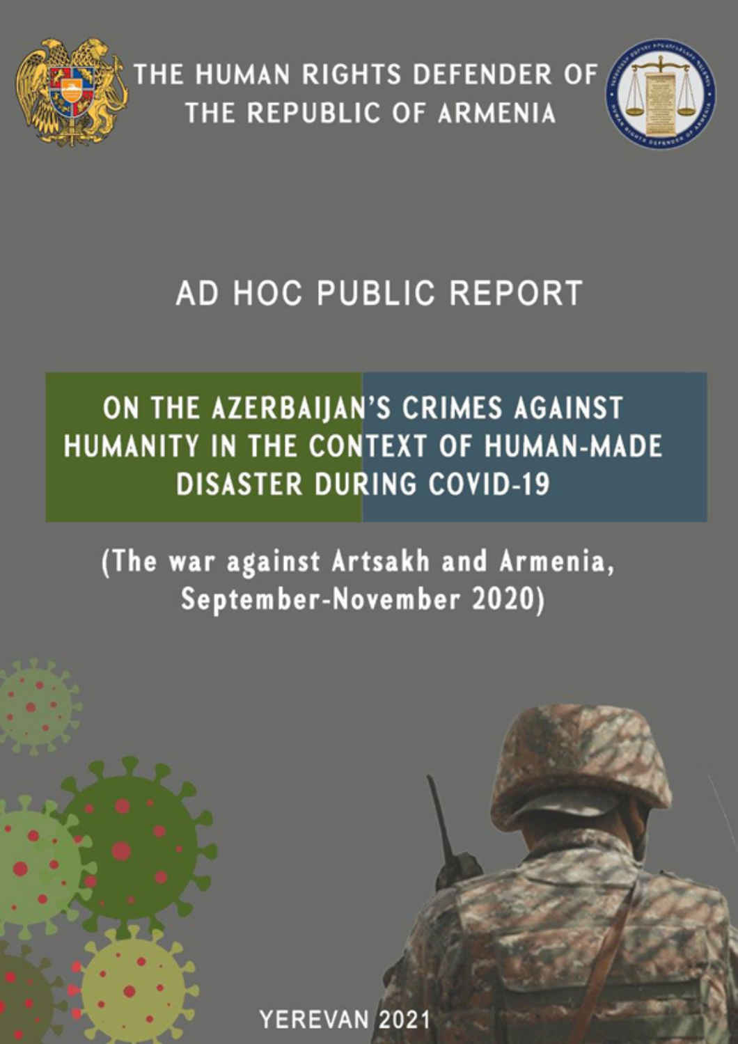# THE HUMAN RIGHTS DEFENDER OF THE REPUBLIC OF ARMENIA

## AD HOC PUBLIC REPORT

## ON THE AZERBAIJAN'S CRIMES AGAINST HUMANITY IN THE CONTEXT OF HUMAN-MADE DISASTER DURING COVID-19

(The war against Artsakh and Armenia, September-November 2020)

YEREVAN 2021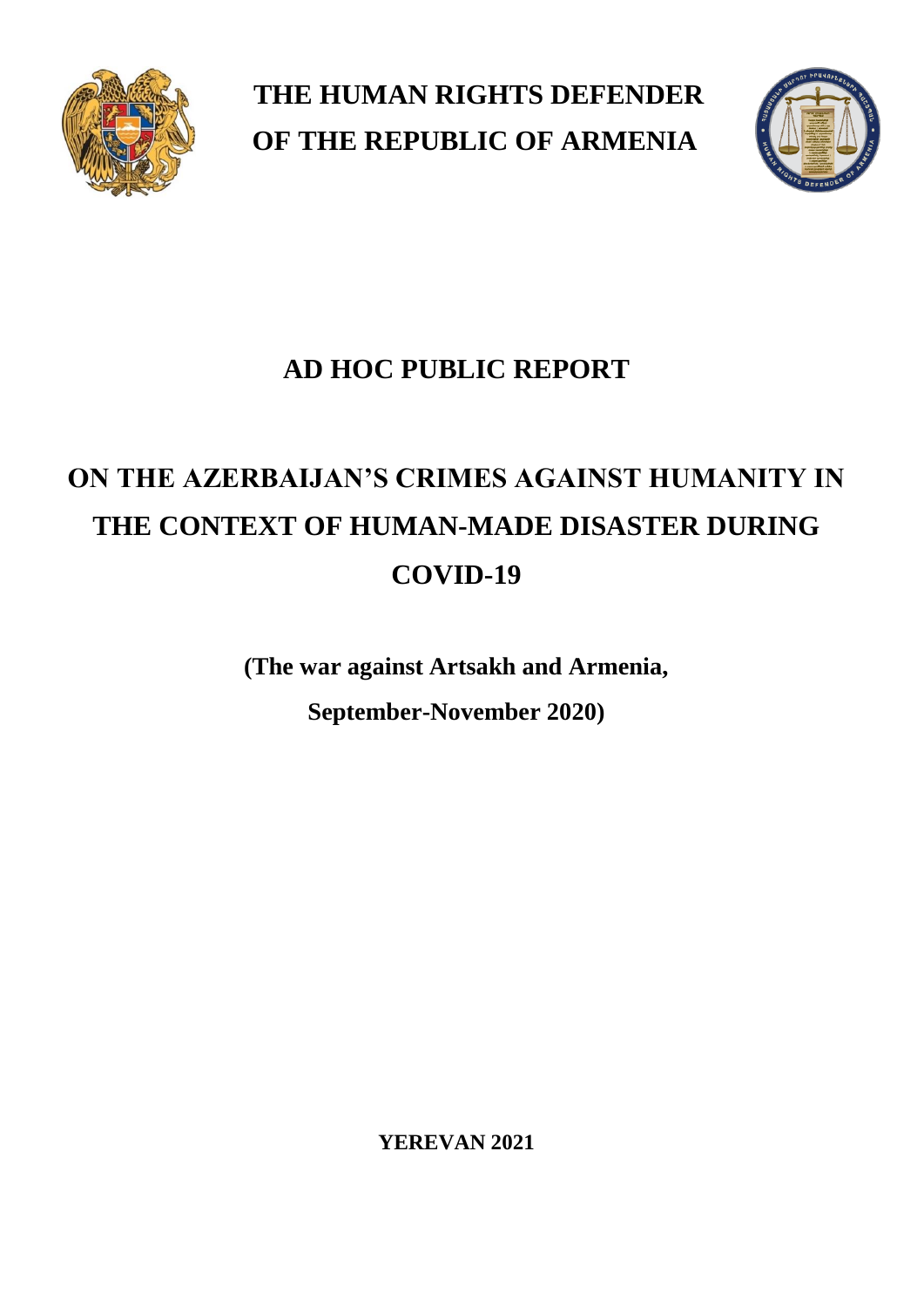**THE HUMAN RIGHTS DEFENDER OF THE REPUBLIC OF ARMENIA**

# AD HOC PUBLIC REPORT

# ON THE AZERBAIJAN'S CRIMES AGAINST HUMANITY IN THE CONTEXT OF HUMAN-MADE DISASTER DURING COVID-19

**(The war against Artsakh and Armenia, September-November 2020)**

**YEREVAN 2021**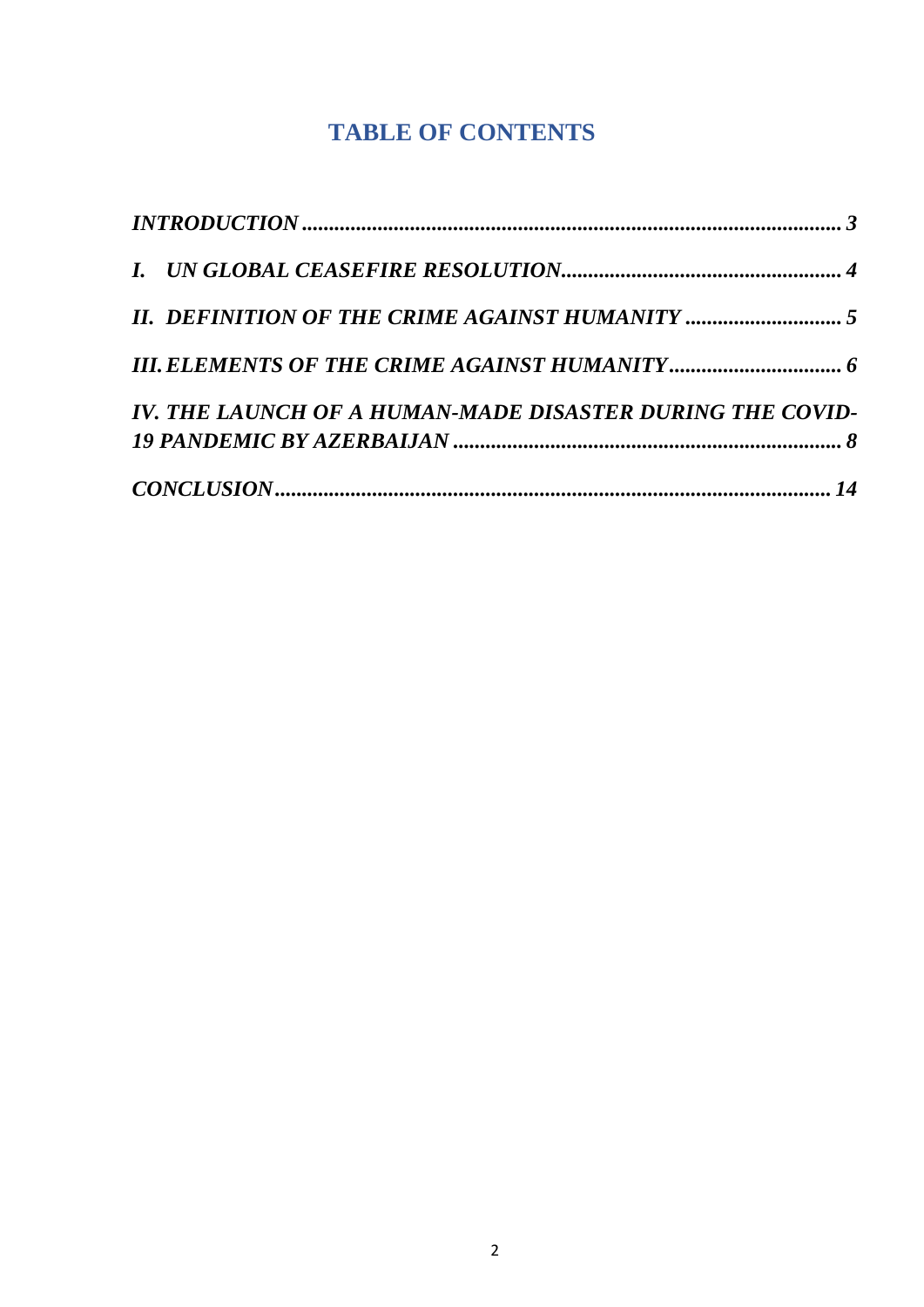## TABLE OF CONTENTS

***INTRODUCTION*** ........................................................................................... ***3***

***I. UN GLOBAL CEASEFIRE RESOLUTION*** ................................................... ***4***

***II. DEFINITION OF THE CRIME AGAINST HUMANITY*** ............................. ***5***

***III. ELEMENTS OF THE CRIME AGAINST HUMANITY*** ................................ ***6***

***IV. THE LAUNCH OF A HUMAN-MADE DISASTER DURING THE COVID-19 PANDEMIC BY AZERBAIJAN*** ........................................................................ ***8***

***CONCLUSION*** ............................................................................................. ***14***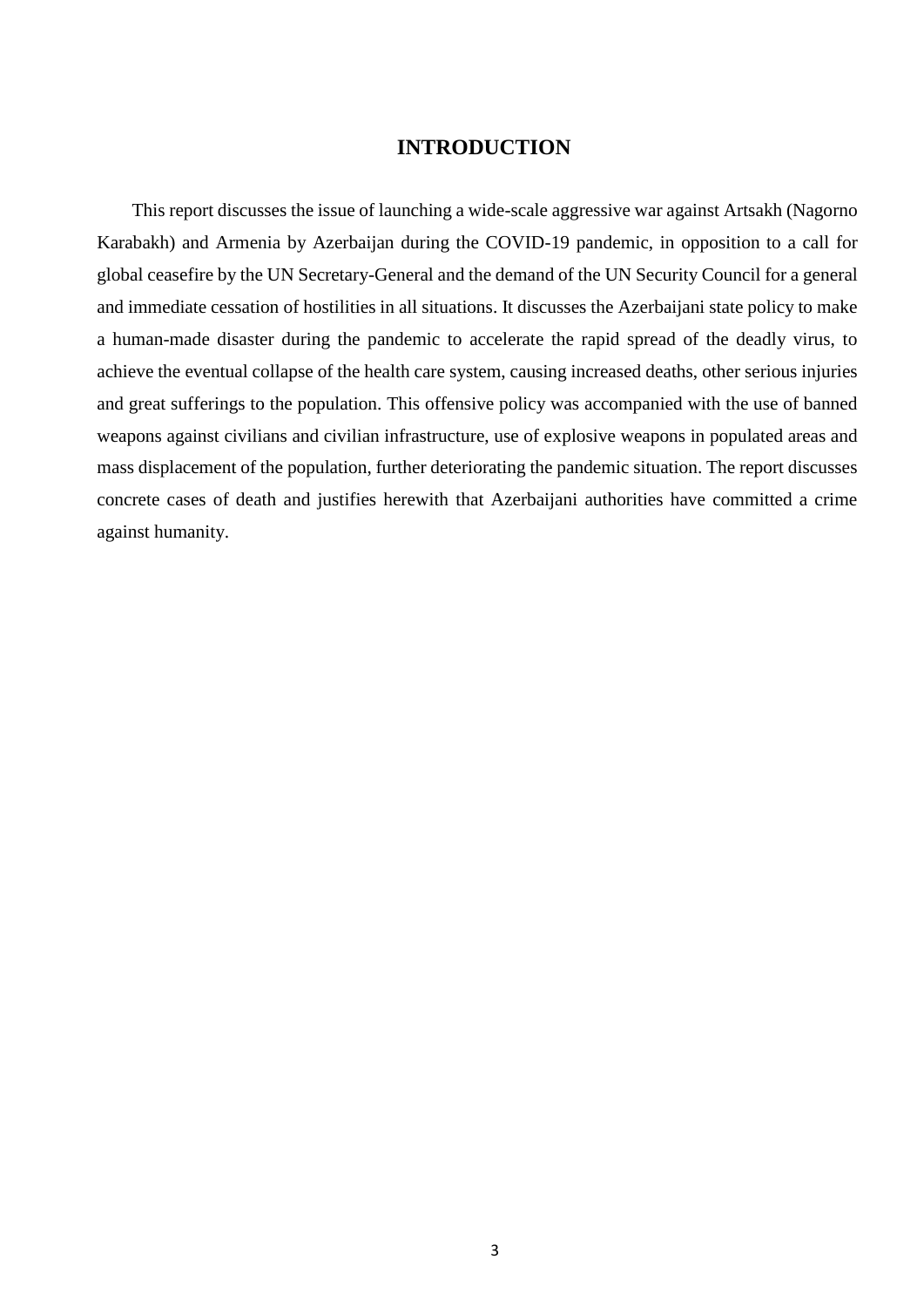# INTRODUCTION

This report discusses the issue of launching a wide-scale aggressive war against Artsakh (Nagorno Karabakh) and Armenia by Azerbaijan during the COVID-19 pandemic, in opposition to a call for global ceasefire by the UN Secretary-General and the demand of the UN Security Council for a general and immediate cessation of hostilities in all situations. It discusses the Azerbaijani state policy to make a human-made disaster during the pandemic to accelerate the rapid spread of the deadly virus, to achieve the eventual collapse of the health care system, causing increased deaths, other serious injuries and great sufferings to the population. This offensive policy was accompanied with the use of banned weapons against civilians and civilian infrastructure, use of explosive weapons in populated areas and mass displacement of the population, further deteriorating the pandemic situation. The report discusses concrete cases of death and justifies herewith that Azerbaijani authorities have committed a crime against humanity.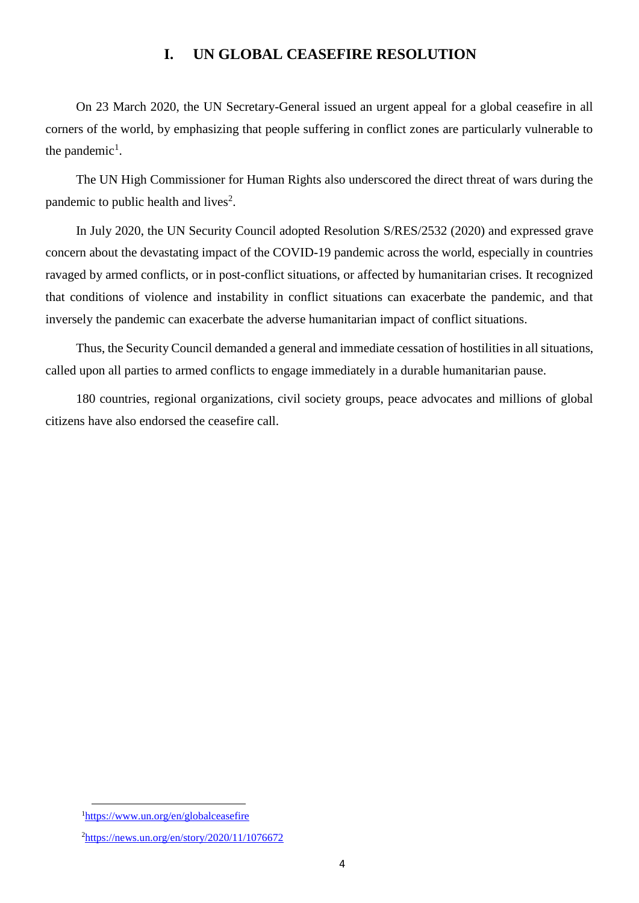# I. UN GLOBAL CEASEFIRE RESOLUTION

On 23 March 2020, the UN Secretary-General issued an urgent appeal for a global ceasefire in all corners of the world, by emphasizing that people suffering in conflict zones are particularly vulnerable to the pandemic[1].

The UN High Commissioner for Human Rights also underscored the direct threat of wars during the pandemic to public health and lives[2].

In July 2020, the UN Security Council adopted Resolution S/RES/2532 (2020) and expressed grave concern about the devastating impact of the COVID-19 pandemic across the world, especially in countries ravaged by armed conflicts, or in post-conflict situations, or affected by humanitarian crises. It recognized that conditions of violence and instability in conflict situations can exacerbate the pandemic, and that inversely the pandemic can exacerbate the adverse humanitarian impact of conflict situations.

Thus, the Security Council demanded a general and immediate cessation of hostilities in all situations, called upon all parties to armed conflicts to engage immediately in a durable humanitarian pause.

180 countries, regional organizations, civil society groups, peace advocates and millions of global citizens have also endorsed the ceasefire call.

---

[1] https://www.un.org/en/globalceasefire

[2] https://news.un.org/en/story/2020/11/1076672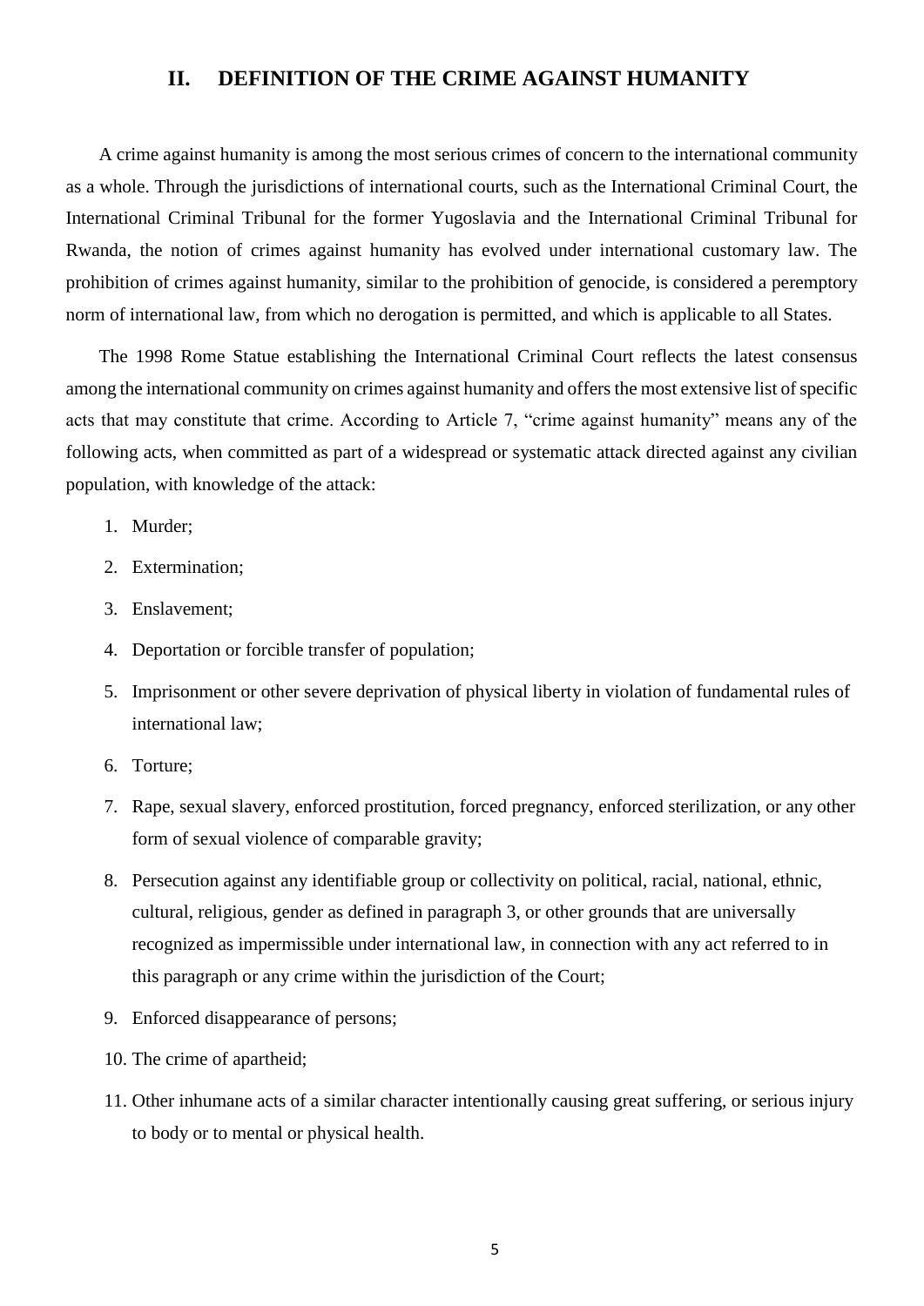## II. DEFINITION OF THE CRIME AGAINST HUMANITY

A crime against humanity is among the most serious crimes of concern to the international community as a whole. Through the jurisdictions of international courts, such as the International Criminal Court, the International Criminal Tribunal for the former Yugoslavia and the International Criminal Tribunal for Rwanda, the notion of crimes against humanity has evolved under international customary law. The prohibition of crimes against humanity, similar to the prohibition of genocide, is considered a peremptory norm of international law, from which no derogation is permitted, and which is applicable to all States.

The 1998 Rome Statue establishing the International Criminal Court reflects the latest consensus among the international community on crimes against humanity and offers the most extensive list of specific acts that may constitute that crime. According to Article 7, "crime against humanity" means any of the following acts, when committed as part of a widespread or systematic attack directed against any civilian population, with knowledge of the attack:

1. Murder;
2. Extermination;
3. Enslavement;
4. Deportation or forcible transfer of population;
5. Imprisonment or other severe deprivation of physical liberty in violation of fundamental rules of international law;
6. Torture;
7. Rape, sexual slavery, enforced prostitution, forced pregnancy, enforced sterilization, or any other form of sexual violence of comparable gravity;
8. Persecution against any identifiable group or collectivity on political, racial, national, ethnic, cultural, religious, gender as defined in paragraph 3, or other grounds that are universally recognized as impermissible under international law, in connection with any act referred to in this paragraph or any crime within the jurisdiction of the Court;
9. Enforced disappearance of persons;
10. The crime of apartheid;
11. Other inhumane acts of a similar character intentionally causing great suffering, or serious injury to body or to mental or physical health.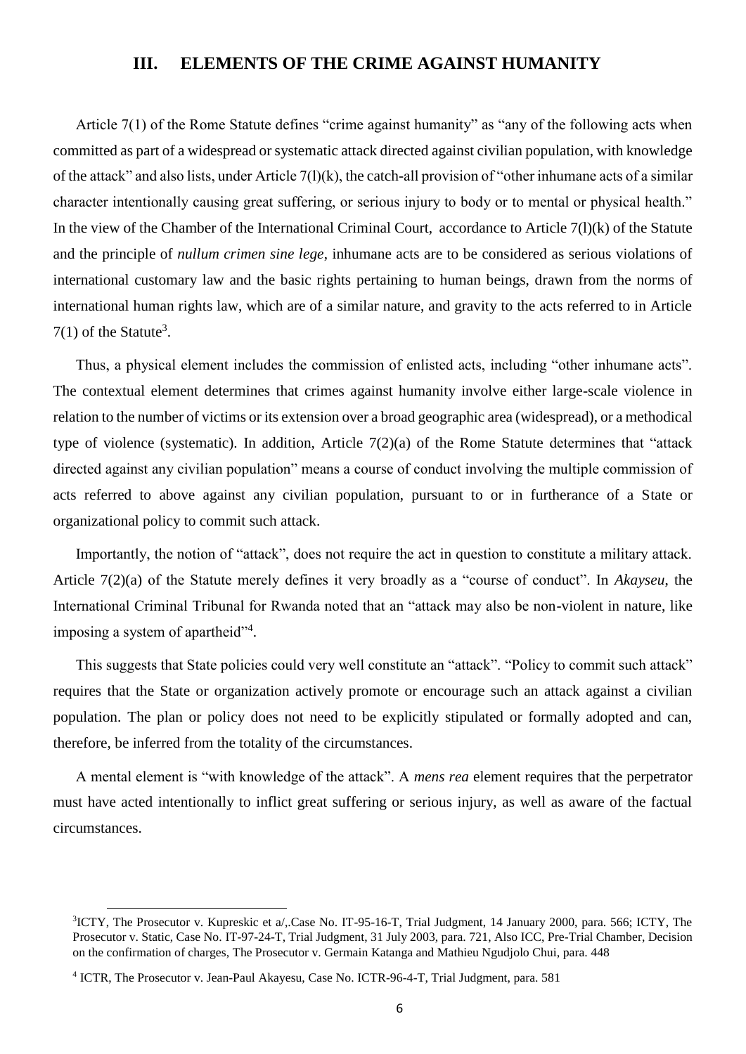## III. ELEMENTS OF THE CRIME AGAINST HUMANITY

Article 7(1) of the Rome Statute defines "crime against humanity" as "any of the following acts when committed as part of a widespread or systematic attack directed against civilian population, with knowledge of the attack" and also lists, under Article 7(l)(k), the catch-all provision of "other inhumane acts of a similar character intentionally causing great suffering, or serious injury to body or to mental or physical health." In the view of the Chamber of the International Criminal Court, accordance to Article 7(l)(k) of the Statute and the principle of *nullum crimen sine lege*, inhumane acts are to be considered as serious violations of international customary law and the basic rights pertaining to human beings, drawn from the norms of international human rights law, which are of a similar nature, and gravity to the acts referred to in Article 7(1) of the Statute[3].

Thus, a physical element includes the commission of enlisted acts, including "other inhumane acts". The contextual element determines that crimes against humanity involve either large-scale violence in relation to the number of victims or its extension over a broad geographic area (widespread), or a methodical type of violence (systematic). In addition, Article 7(2)(a) of the Rome Statute determines that "attack directed against any civilian population" means a course of conduct involving the multiple commission of acts referred to above against any civilian population, pursuant to or in furtherance of a State or organizational policy to commit such attack.

Importantly, the notion of "attack", does not require the act in question to constitute a military attack. Article 7(2)(a) of the Statute merely defines it very broadly as a "course of conduct". In *Akayseu*, the International Criminal Tribunal for Rwanda noted that an "attack may also be non-violent in nature, like imposing a system of apartheid"[4].

This suggests that State policies could very well constitute an "attack". "Policy to commit such attack" requires that the State or organization actively promote or encourage such an attack against a civilian population. The plan or policy does not need to be explicitly stipulated or formally adopted and can, therefore, be inferred from the totality of the circumstances.

A mental element is "with knowledge of the attack". A *mens rea* element requires that the perpetrator must have acted intentionally to inflict great suffering or serious injury, as well as aware of the factual circumstances.

---

[3]ICTY, The Prosecutor v. Kupreskic et a/,.Case No. IT-95-16-T, Trial Judgment, 14 January 2000, para. 566; ICTY, The Prosecutor v. Static, Case No. IT-97-24-T, Trial Judgment, 31 July 2003, para. 721, Also ICC, Pre-Trial Chamber, Decision on the confirmation of charges, The Prosecutor v. Germain Katanga and Mathieu Ngudjolo Chui, para. 448

[4] ICTR, The Prosecutor v. Jean-Paul Akayesu, Case No. ICTR-96-4-T, Trial Judgment, para. 581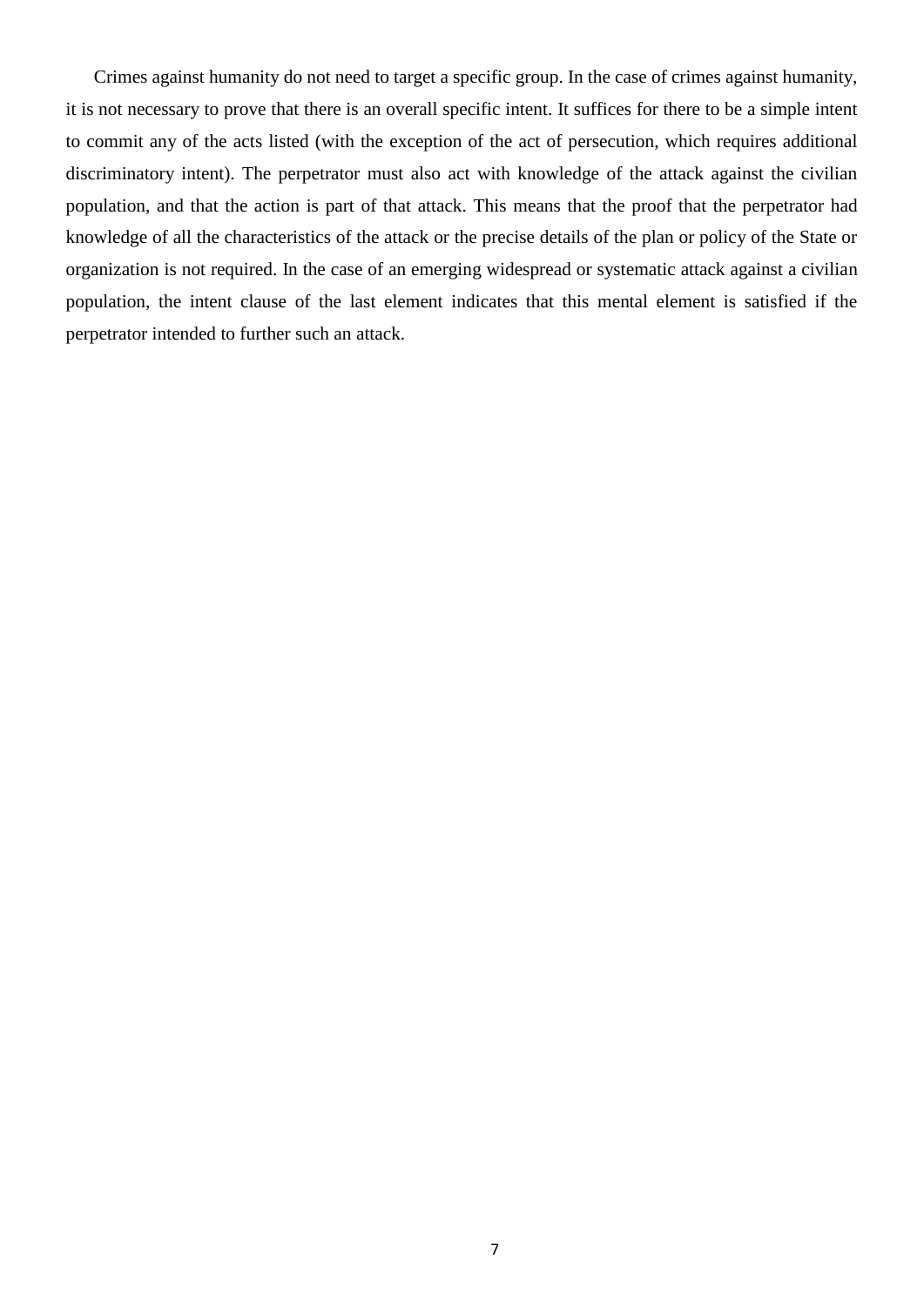Crimes against humanity do not need to target a specific group. In the case of crimes against humanity, it is not necessary to prove that there is an overall specific intent. It suffices for there to be a simple intent to commit any of the acts listed (with the exception of the act of persecution, which requires additional discriminatory intent). The perpetrator must also act with knowledge of the attack against the civilian population, and that the action is part of that attack. This means that the proof that the perpetrator had knowledge of all the characteristics of the attack or the precise details of the plan or policy of the State or organization is not required. In the case of an emerging widespread or systematic attack against a civilian population, the intent clause of the last element indicates that this mental element is satisfied if the perpetrator intended to further such an attack.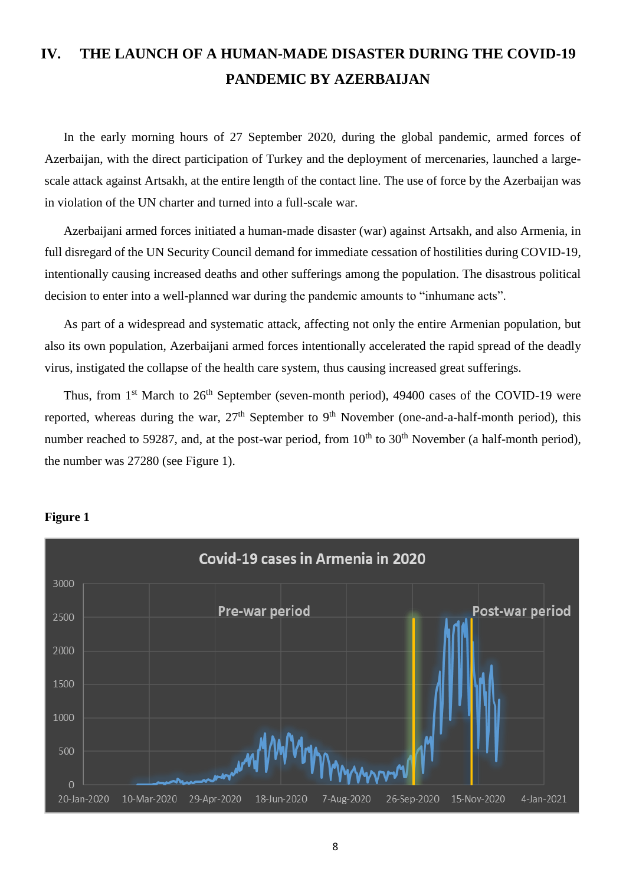## IV. THE LAUNCH OF A HUMAN-MADE DISASTER DURING THE COVID-19 PANDEMIC BY AZERBAIJAN

In the early morning hours of 27 September 2020, during the global pandemic, armed forces of Azerbaijan, with the direct participation of Turkey and the deployment of mercenaries, launched a large-scale attack against Artsakh, at the entire length of the contact line. The use of force by the Azerbaijan was in violation of the UN charter and turned into a full-scale war.

Azerbaijani armed forces initiated a human-made disaster (war) against Artsakh, and also Armenia, in full disregard of the UN Security Council demand for immediate cessation of hostilities during COVID-19, intentionally causing increased deaths and other sufferings among the population. The disastrous political decision to enter into a well-planned war during the pandemic amounts to "inhumane acts".

As part of a widespread and systematic attack, affecting not only the entire Armenian population, but also its own population, Azerbaijani armed forces intentionally accelerated the rapid spread of the deadly virus, instigated the collapse of the health care system, thus causing increased great sufferings.

Thus, from 1st March to 26th September (seven-month period), 49400 cases of the COVID-19 were reported, whereas during the war, 27th September to 9th November (one-and-a-half-month period), this number reached to 59287, and, at the post-war period, from 10th to 30th November (a half-month period), the number was 27280 (see Figure 1).

**Figure 1**

Covid-19 cases in Armenia in 2020

Pre-war period — Post-war period

3000, 2500, 2000, 1500, 1000, 500, 0

20-Jan-2020, 10-Mar-2020, 29-Apr-2020, 18-Jun-2020, 7-Aug-2020, 26-Sep-2020, 15-Nov-2020, 4-Jan-2021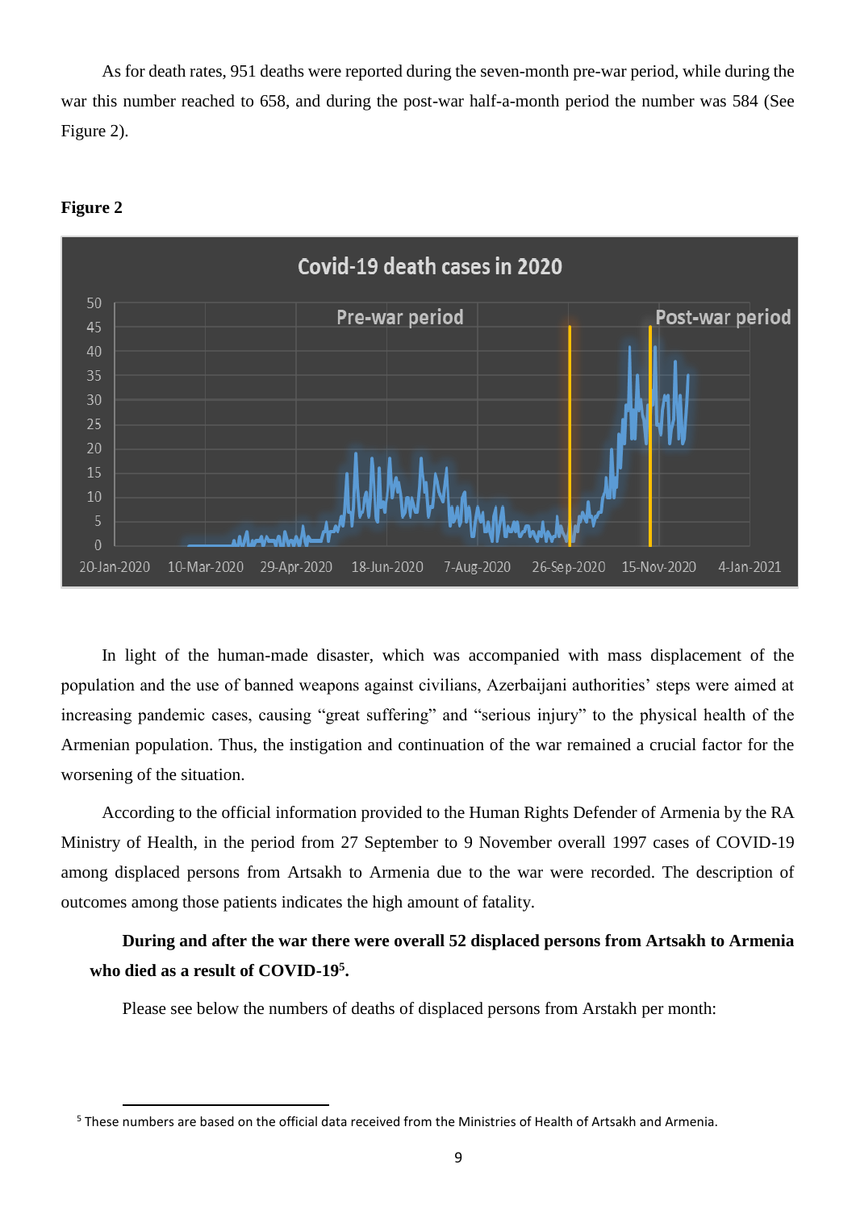As for death rates, 951 deaths were reported during the seven-month pre-war period, while during the war this number reached to 658, and during the post-war half-a-month period the number was 584 (See Figure 2).

**Figure 2**

In light of the human-made disaster, which was accompanied with mass displacement of the population and the use of banned weapons against civilians, Azerbaijani authorities' steps were aimed at increasing pandemic cases, causing "great suffering" and "serious injury" to the physical health of the Armenian population. Thus, the instigation and continuation of the war remained a crucial factor for the worsening of the situation.

According to the official information provided to the Human Rights Defender of Armenia by the RA Ministry of Health, in the period from 27 September to 9 November overall 1997 cases of COVID-19 among displaced persons from Artsakh to Armenia due to the war were recorded. The description of outcomes among those patients indicates the high amount of fatality.

**During and after the war there were overall 52 displaced persons from Artsakh to Armenia who died as a result of COVID-19[5].**

Please see below the numbers of deaths of displaced persons from Arstakh per month:

[5] These numbers are based on the official data received from the Ministries of Health of Artsakh and Armenia.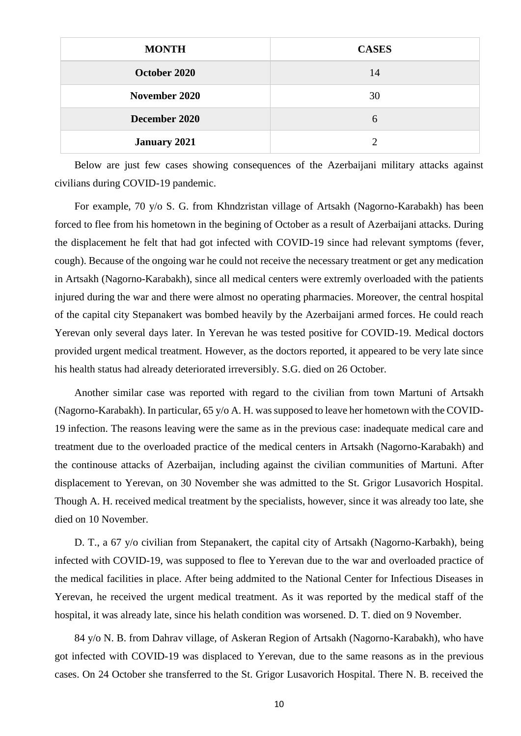| MONTH | CASES |
| --- | --- |
| **October 2020** | 14 |
| **November 2020** | 30 |
| **December 2020** | 6 |
| **January 2021** | 2 |

Below are just few cases showing consequences of the Azerbaijani military attacks against civilians during COVID-19 pandemic.

For example, 70 y/o S. G. from Khndzristan village of Artsakh (Nagorno-Karabakh) has been forced to flee from his hometown in the begining of October as a result of Azerbaijani attacks. During the displacement he felt that had got infected with COVID-19 since had relevant symptoms (fever, cough). Because of the ongoing war he could not receive the necessary treatment or get any medication in Artsakh (Nagorno-Karabakh), since all medical centers were extremly overloaded with the patients injured during the war and there were almost no operating pharmacies. Moreover, the central hospital of the capital city Stepanakert was bombed heavily by the Azerbaijani armed forces. He could reach Yerevan only several days later. In Yerevan he was tested positive for COVID-19. Medical doctors provided urgent medical treatment. However, as the doctors reported, it appeared to be very late since his health status had already deteriorated irreversibly. S.G. died on 26 October.

Another similar case was reported with regard to the civilian from town Martuni of Artsakh (Nagorno-Karabakh). In particular, 65 y/o A. H. was supposed to leave her hometown with the COVID-19 infection. The reasons leaving were the same as in the previous case: inadequate medical care and treatment due to the overloaded practice of the medical centers in Artsakh (Nagorno-Karabakh) and the continouse attacks of Azerbaijan, including against the civilian communities of Martuni. After displacement to Yerevan, on 30 November she was admitted to the St. Grigor Lusavorich Hospital. Though A. H. received medical treatment by the specialists, however, since it was already too late, she died on 10 November.

D. T., a 67 y/o civilian from Stepanakert, the capital city of Artsakh (Nagorno-Karbakh), being infected with COVID-19, was supposed to flee to Yerevan due to the war and overloaded practice of the medical facilities in place. After being addmited to the National Center for Infectious Diseases in Yerevan, he received the urgent medical treatment. As it was reported by the medical staff of the hospital, it was already late, since his helath condition was worsened. D. T. died on 9 November.

84 y/o N. B. from Dahrav village, of Askeran Region of Artsakh (Nagorno-Karabakh), who have got infected with COVID-19 was displaced to Yerevan, due to the same reasons as in the previous cases. On 24 October she transferred to the St. Grigor Lusavorich Hospital. There N. B. received the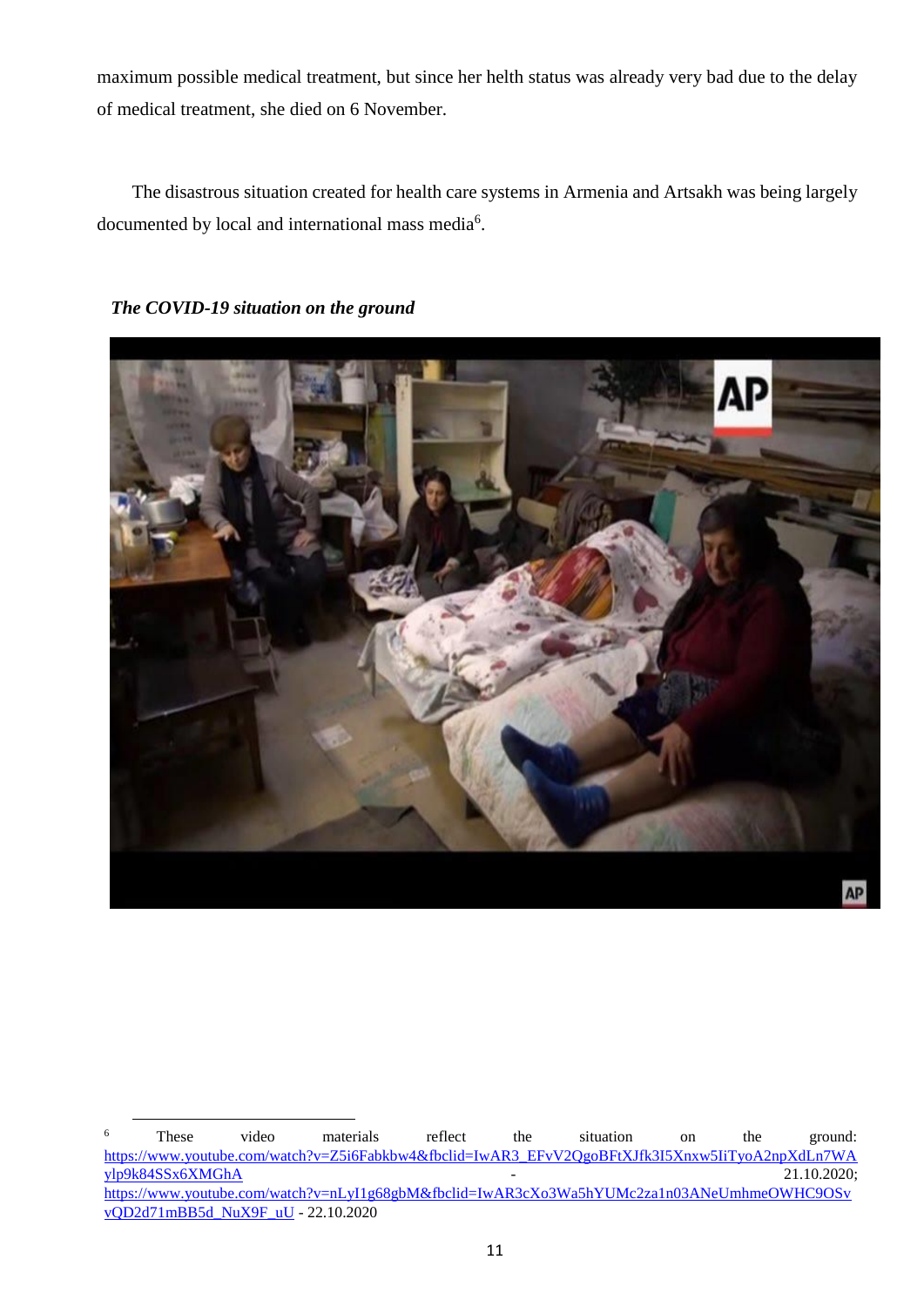maximum possible medical treatment, but since her helth status was already very bad due to the delay of medical treatment, she died on 6 November.

The disastrous situation created for health care systems in Armenia and Artsakh was being largely documented by local and international mass media[6].

***The COVID-19 situation on the ground***

[6] These video materials reflect the situation on the ground: https://www.youtube.com/watch?v=Z5i6Fabkbw4&fbclid=IwAR3_EFvV2QgoBFtXJfk3I5Xnxw5IiTyoA2npXdLn7WAylp9k84SSx6XMGhA - 21.10.2020; https://www.youtube.com/watch?v=nLyI1g68gbM&fbclid=IwAR3cXo3Wa5hYUMc2za1n03ANeUmhmeOWHC9OSvvQD2d71mBB5d_NuX9F_uU - 22.10.2020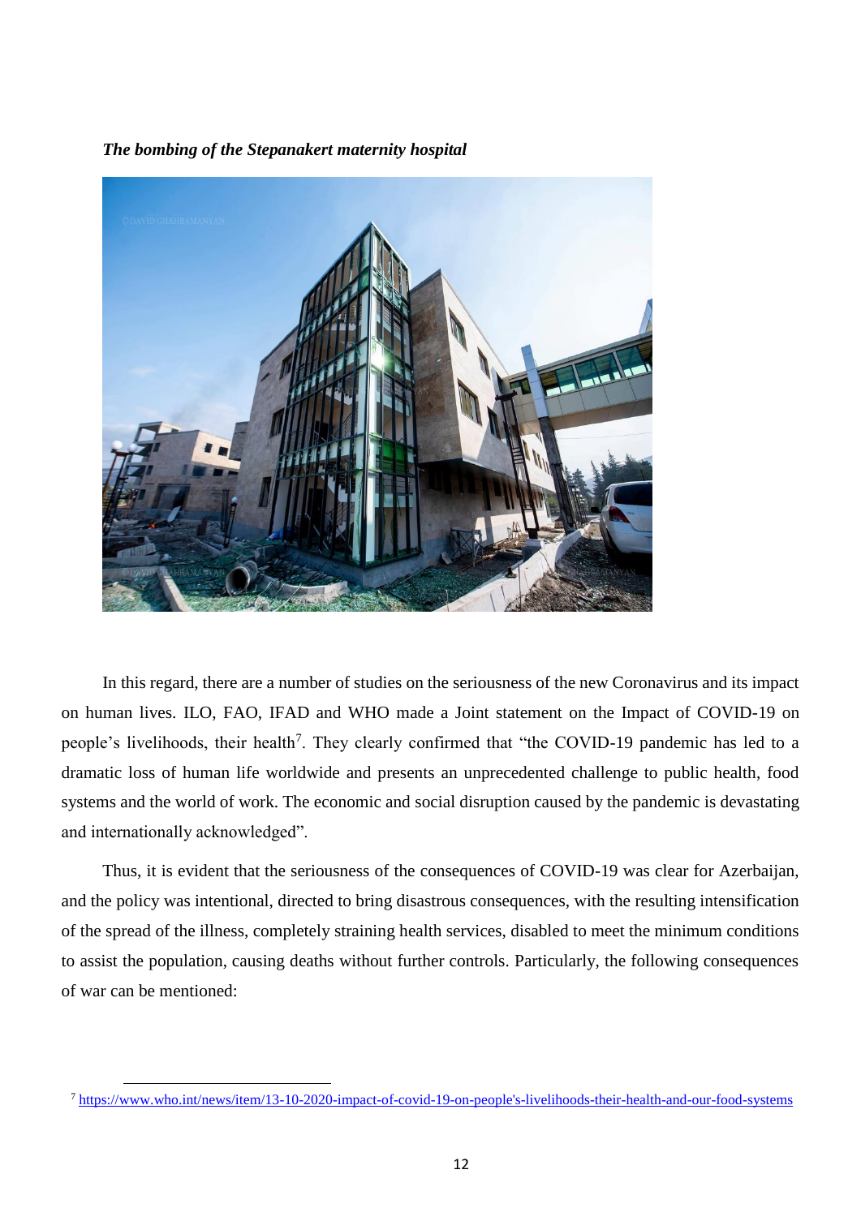***The bombing of the Stepanakert maternity hospital***

In this regard, there are a number of studies on the seriousness of the new Coronavirus and its impact on human lives. ILO, FAO, IFAD and WHO made a Joint statement on the Impact of COVID-19 on people's livelihoods, their health[7]. They clearly confirmed that "the COVID-19 pandemic has led to a dramatic loss of human life worldwide and presents an unprecedented challenge to public health, food systems and the world of work. The economic and social disruption caused by the pandemic is devastating and internationally acknowledged".

Thus, it is evident that the seriousness of the consequences of COVID-19 was clear for Azerbaijan, and the policy was intentional, directed to bring disastrous consequences, with the resulting intensification of the spread of the illness, completely straining health services, disabled to meet the minimum conditions to assist the population, causing deaths without further controls. Particularly, the following consequences of war can be mentioned:

---

[7] https://www.who.int/news/item/13-10-2020-impact-of-covid-19-on-people's-livelihoods-their-health-and-our-food-systems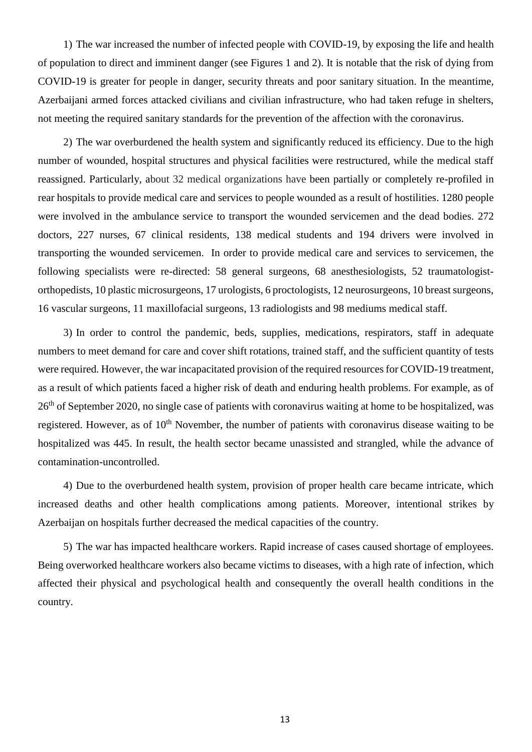1) The war increased the number of infected people with COVID-19, by exposing the life and health of population to direct and imminent danger (see Figures 1 and 2). It is notable that the risk of dying from COVID-19 is greater for people in danger, security threats and poor sanitary situation. In the meantime, Azerbaijani armed forces attacked civilians and civilian infrastructure, who had taken refuge in shelters, not meeting the required sanitary standards for the prevention of the affection with the coronavirus.

2) The war overburdened the health system and significantly reduced its efficiency. Due to the high number of wounded, hospital structures and physical facilities were restructured, while the medical staff reassigned. Particularly, about 32 medical organizations have been partially or completely re-profiled in rear hospitals to provide medical care and services to people wounded as a result of hostilities. 1280 people were involved in the ambulance service to transport the wounded servicemen and the dead bodies. 272 doctors, 227 nurses, 67 clinical residents, 138 medical students and 194 drivers were involved in transporting the wounded servicemen. In order to provide medical care and services to servicemen, the following specialists were re-directed: 58 general surgeons, 68 anesthesiologists, 52 traumatologist-orthopedists, 10 plastic microsurgeons, 17 urologists, 6 proctologists, 12 neurosurgeons, 10 breast surgeons, 16 vascular surgeons, 11 maxillofacial surgeons, 13 radiologists and 98 mediums medical staff.

3) In order to control the pandemic, beds, supplies, medications, respirators, staff in adequate numbers to meet demand for care and cover shift rotations, trained staff, and the sufficient quantity of tests were required. However, the war incapacitated provision of the required resources for COVID-19 treatment, as a result of which patients faced a higher risk of death and enduring health problems. For example, as of 26th of September 2020, no single case of patients with coronavirus waiting at home to be hospitalized, was registered. However, as of 10th November, the number of patients with coronavirus disease waiting to be hospitalized was 445. In result, the health sector became unassisted and strangled, while the advance of contamination-uncontrolled.

4) Due to the overburdened health system, provision of proper health care became intricate, which increased deaths and other health complications among patients. Moreover, intentional strikes by Azerbaijan on hospitals further decreased the medical capacities of the country.

5) The war has impacted healthcare workers. Rapid increase of cases caused shortage of employees. Being overworked healthcare workers also became victims to diseases, with a high rate of infection, which affected their physical and psychological health and consequently the overall health conditions in the country.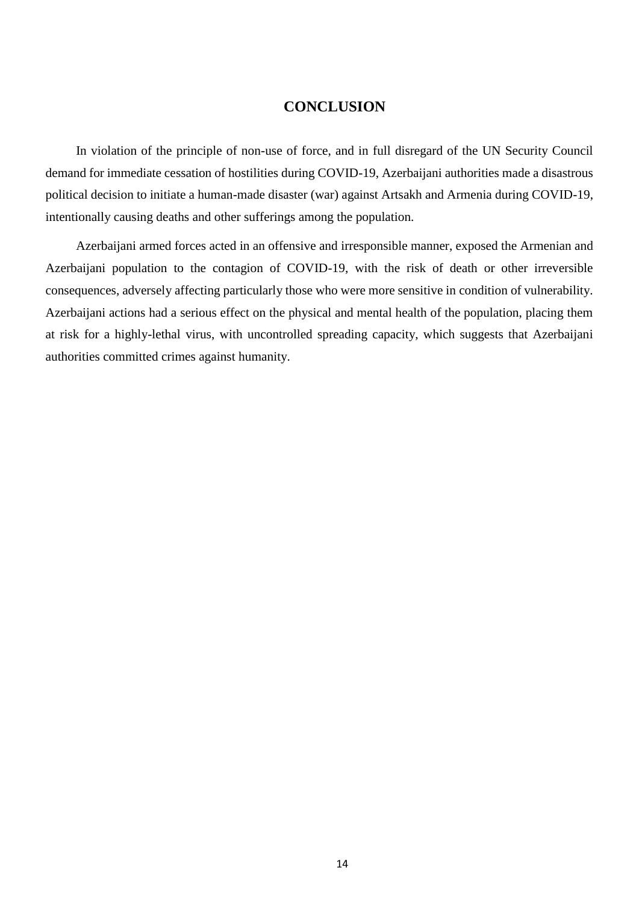# CONCLUSION

In violation of the principle of non-use of force, and in full disregard of the UN Security Council demand for immediate cessation of hostilities during COVID-19, Azerbaijani authorities made a disastrous political decision to initiate a human-made disaster (war) against Artsakh and Armenia during COVID-19, intentionally causing deaths and other sufferings among the population.

Azerbaijani armed forces acted in an offensive and irresponsible manner, exposed the Armenian and Azerbaijani population to the contagion of COVID-19, with the risk of death or other irreversible consequences, adversely affecting particularly those who were more sensitive in condition of vulnerability. Azerbaijani actions had a serious effect on the physical and mental health of the population, placing them at risk for a highly-lethal virus, with uncontrolled spreading capacity, which suggests that Azerbaijani authorities committed crimes against humanity.